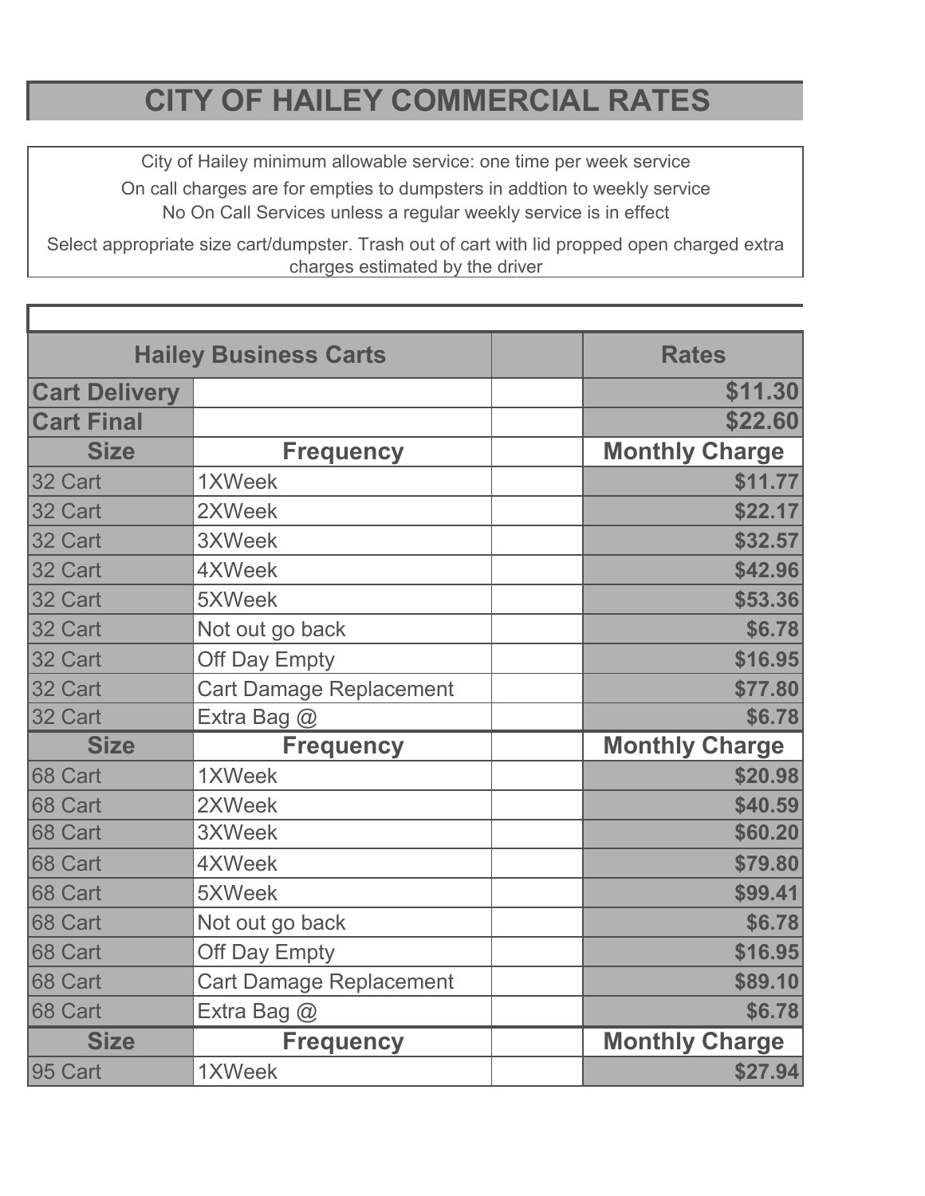# CITY OF HAILEY COMMERCIAL RATES

City of Hailey minimum allowable service: one time per week service

On call charges are for empties to dumpsters in addtion to weekly service

No On Call Services unless a regular weekly service is in effect

Select appropriate size cart/dumpster. Trash out of cart with lid propped open charged extra charges estimated by the driver

| Hailey Business Carts | | | Rates |
|---|---|---|---|
| **Cart Delivery** | | | **$11.30** |
| **Cart Final** | | | **$22.60** |
| **Size** | **Frequency** | | **Monthly Charge** |
| 32 Cart | 1XWeek | | **$11.77** |
| 32 Cart | 2XWeek | | **$22.17** |
| 32 Cart | 3XWeek | | **$32.57** |
| 32 Cart | 4XWeek | | **$42.96** |
| 32 Cart | 5XWeek | | **$53.36** |
| 32 Cart | Not out go back | | **$6.78** |
| 32 Cart | Off Day Empty | | **$16.95** |
| 32 Cart | Cart Damage Replacement | | **$77.80** |
| 32 Cart | Extra Bag @ | | **$6.78** |
| **Size** | **Frequency** | | **Monthly Charge** |
| 68 Cart | 1XWeek | | **$20.98** |
| 68 Cart | 2XWeek | | **$40.59** |
| 68 Cart | 3XWeek | | **$60.20** |
| 68 Cart | 4XWeek | | **$79.80** |
| 68 Cart | 5XWeek | | **$99.41** |
| 68 Cart | Not out go back | | **$6.78** |
| 68 Cart | Off Day Empty | | **$16.95** |
| 68 Cart | Cart Damage Replacement | | **$89.10** |
| 68 Cart | Extra Bag @ | | **$6.78** |
| **Size** | **Frequency** | | **Monthly Charge** |
| 95 Cart | 1XWeek | | **$27.94** |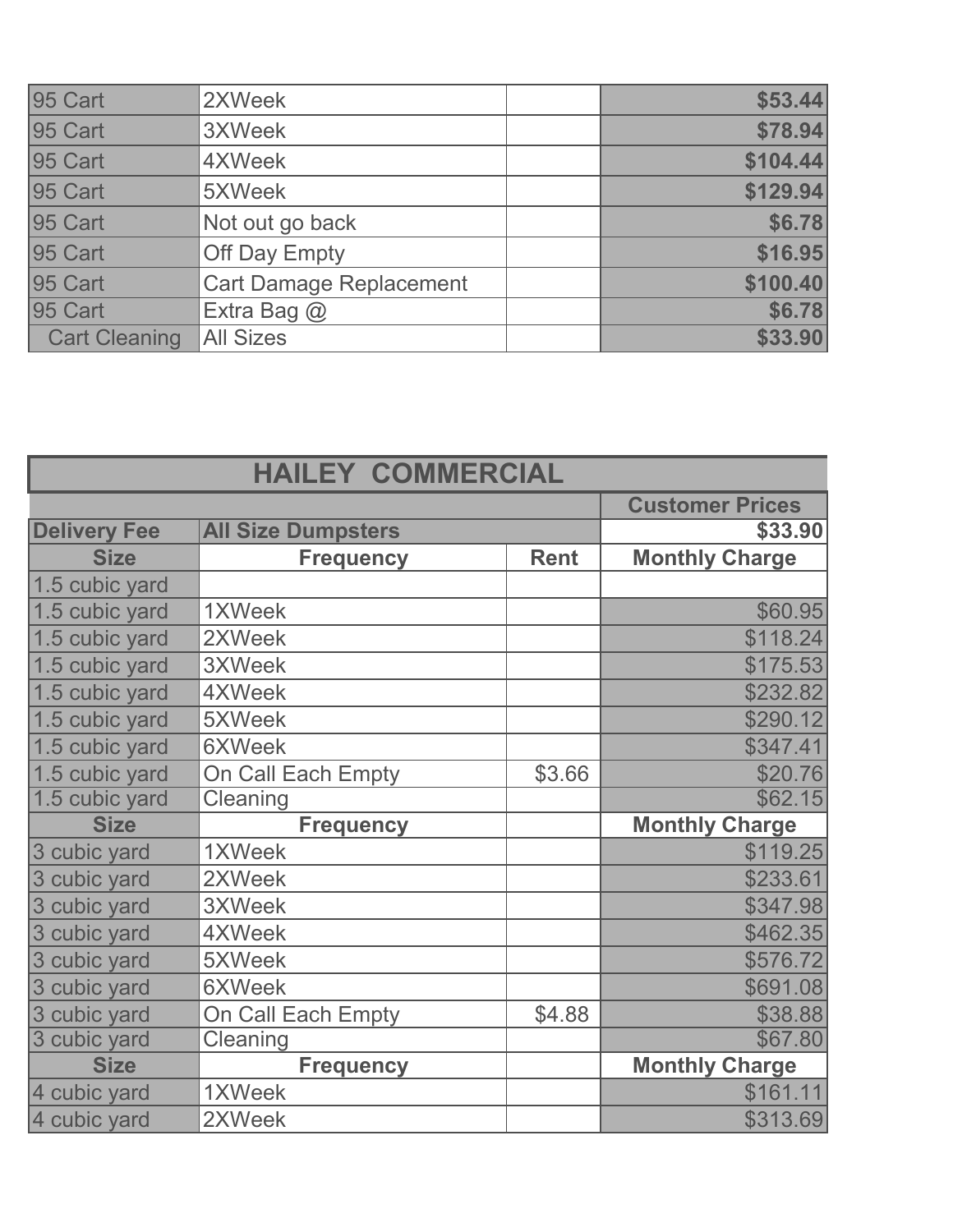| | | | |
|---|---|---|---|
| 95 Cart | 2XWeek | | **$53.44** |
| 95 Cart | 3XWeek | | **$78.94** |
| 95 Cart | 4XWeek | | **$104.44** |
| 95 Cart | 5XWeek | | **$129.94** |
| 95 Cart | Not out go back | | **$6.78** |
| 95 Cart | Off Day Empty | | **$16.95** |
| 95 Cart | Cart Damage Replacement | | **$100.40** |
| 95 Cart | Extra Bag @ | | **$6.78** |
| Cart Cleaning | All Sizes | | **$33.90** |

| HAILEY COMMERCIAL | | | |
|---|---|---|---|
| | | | **Customer Prices** |
| **Delivery Fee** | **All Size Dumpsters** | | **$33.90** |
| **Size** | **Frequency** | **Rent** | **Monthly Charge** |
| 1.5 cubic yard | | | |
| 1.5 cubic yard | 1XWeek | | $60.95 |
| 1.5 cubic yard | 2XWeek | | $118.24 |
| 1.5 cubic yard | 3XWeek | | $175.53 |
| 1.5 cubic yard | 4XWeek | | $232.82 |
| 1.5 cubic yard | 5XWeek | | $290.12 |
| 1.5 cubic yard | 6XWeek | | $347.41 |
| 1.5 cubic yard | On Call Each Empty | $3.66 | $20.76 |
| 1.5 cubic yard | Cleaning | | $62.15 |
| **Size** | **Frequency** | | **Monthly Charge** |
| 3 cubic yard | 1XWeek | | $119.25 |
| 3 cubic yard | 2XWeek | | $233.61 |
| 3 cubic yard | 3XWeek | | $347.98 |
| 3 cubic yard | 4XWeek | | $462.35 |
| 3 cubic yard | 5XWeek | | $576.72 |
| 3 cubic yard | 6XWeek | | $691.08 |
| 3 cubic yard | On Call Each Empty | $4.88 | $38.88 |
| 3 cubic yard | Cleaning | | $67.80 |
| **Size** | **Frequency** | | **Monthly Charge** |
| 4 cubic yard | 1XWeek | | $161.11 |
| 4 cubic yard | 2XWeek | | $313.69 |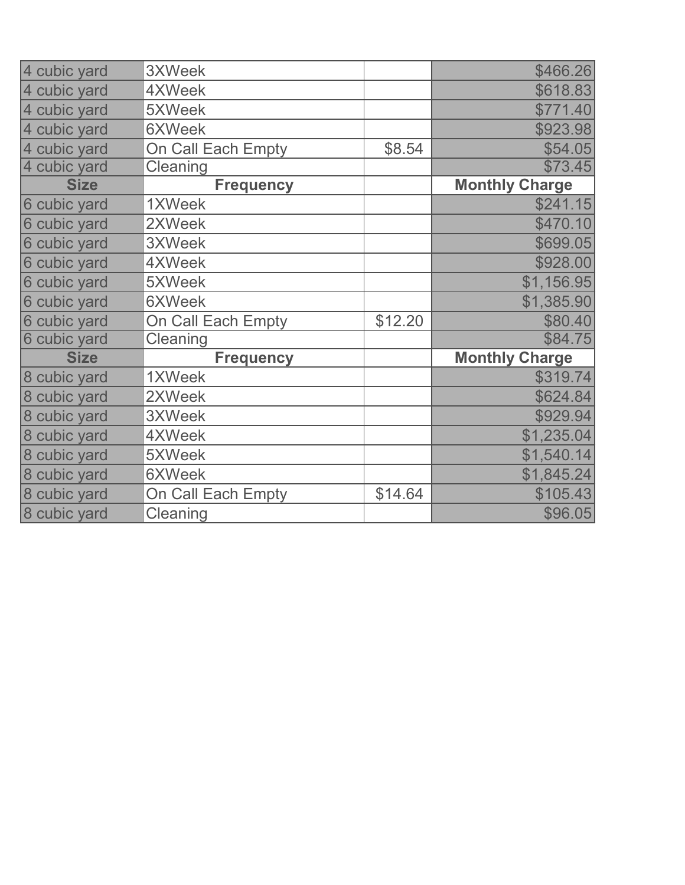| 4 cubic yard | 3XWeek | | $466.26 |
|---|---|---|---|
| 4 cubic yard | 4XWeek | | $618.83 |
| 4 cubic yard | 5XWeek | | $771.40 |
| 4 cubic yard | 6XWeek | | $923.98 |
| 4 cubic yard | On Call Each Empty | $8.54 | $54.05 |
| 4 cubic yard | Cleaning | | $73.45 |
| **Size** | **Frequency** | | **Monthly Charge** |
| 6 cubic yard | 1XWeek | | $241.15 |
| 6 cubic yard | 2XWeek | | $470.10 |
| 6 cubic yard | 3XWeek | | $699.05 |
| 6 cubic yard | 4XWeek | | $928.00 |
| 6 cubic yard | 5XWeek | | $1,156.95 |
| 6 cubic yard | 6XWeek | | $1,385.90 |
| 6 cubic yard | On Call Each Empty | $12.20 | $80.40 |
| 6 cubic yard | Cleaning | | $84.75 |
| **Size** | **Frequency** | | **Monthly Charge** |
| 8 cubic yard | 1XWeek | | $319.74 |
| 8 cubic yard | 2XWeek | | $624.84 |
| 8 cubic yard | 3XWeek | | $929.94 |
| 8 cubic yard | 4XWeek | | $1,235.04 |
| 8 cubic yard | 5XWeek | | $1,540.14 |
| 8 cubic yard | 6XWeek | | $1,845.24 |
| 8 cubic yard | On Call Each Empty | $14.64 | $105.43 |
| 8 cubic yard | Cleaning | | $96.05 |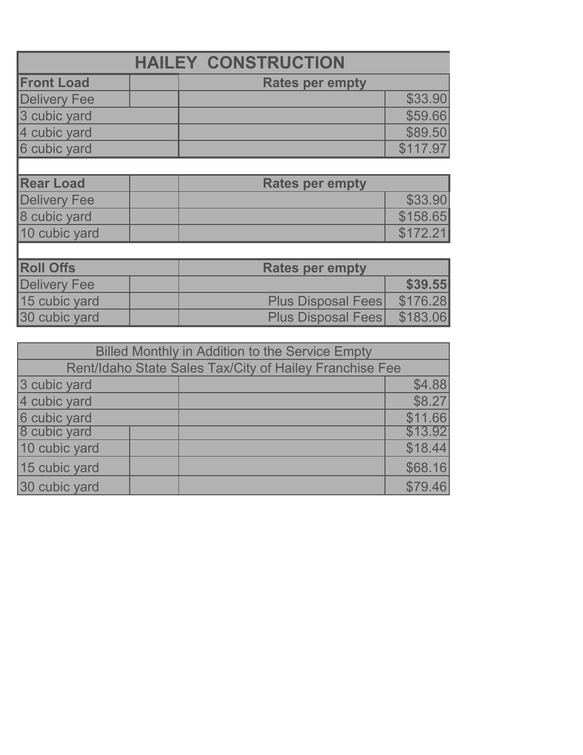# HAILEY CONSTRUCTION

| Front Load | | Rates per empty | |
|---|---|---|---|
| Delivery Fee | | | $33.90 |
| 3 cubic yard | | | $59.66 |
| 4 cubic yard | | | $89.50 |
| 6 cubic yard | | | $117.97 |

| Rear Load | | Rates per empty | |
|---|---|---|---|
| Delivery Fee | | | $33.90 |
| 8 cubic yard | | | $158.65 |
| 10 cubic yard | | | $172.21 |

| Roll Offs | | Rates per empty | |
|---|---|---|---|
| Delivery Fee | | | **$39.55** |
| 15 cubic yard | | Plus Disposal Fees | $176.28 |
| 30 cubic yard | | Plus Disposal Fees | $183.06 |

| Billed Monthly in Addition to the Service Empty<br>Rent/Idaho State Sales Tax/City of Hailey Franchise Fee | | | |
|---|---|---|---|
| 3 cubic yard | | | $4.88 |
| 4 cubic yard | | | $8.27 |
| 6 cubic yard | | | $11.66 |
| 8 cubic yard | | | $13.92 |
| 10 cubic yard | | | $18.44 |
| 15 cubic yard | | | $68.16 |
| 30 cubic yard | | | $79.46 |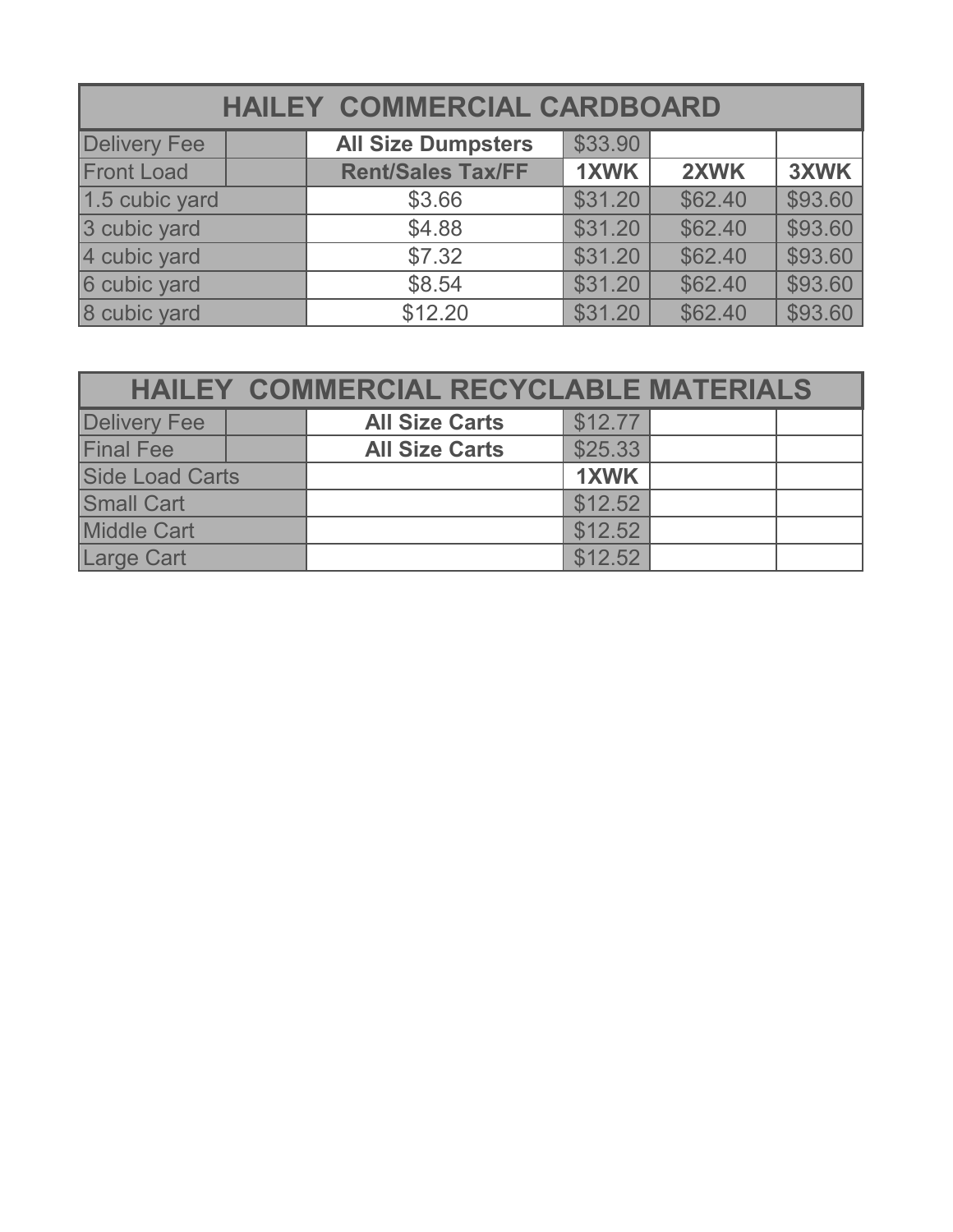| HAILEY COMMERCIAL CARDBOARD | | | | | |
|---|---|---|---|---|---|
| Delivery Fee | | **All Size Dumpsters** | $33.90 | | |
| Front Load | | **Rent/Sales Tax/FF** | **1XWK** | **2XWK** | **3XWK** |
| 1.5 cubic yard | | $3.66 | $31.20 | $62.40 | $93.60 |
| 3 cubic yard | | $4.88 | $31.20 | $62.40 | $93.60 |
| 4 cubic yard | | $7.32 | $31.20 | $62.40 | $93.60 |
| 6 cubic yard | | $8.54 | $31.20 | $62.40 | $93.60 |
| 8 cubic yard | | $12.20 | $31.20 | $62.40 | $93.60 |

| HAILEY COMMERCIAL RECYCLABLE MATERIALS | | | | | |
|---|---|---|---|---|---|
| Delivery Fee | | **All Size Carts** | $12.77 | | |
| Final Fee | | **All Size Carts** | $25.33 | | |
| Side Load Carts | | | **1XWK** | | |
| Small Cart | | | $12.52 | | |
| Middle Cart | | | $12.52 | | |
| Large Cart | | | $12.52 | | |